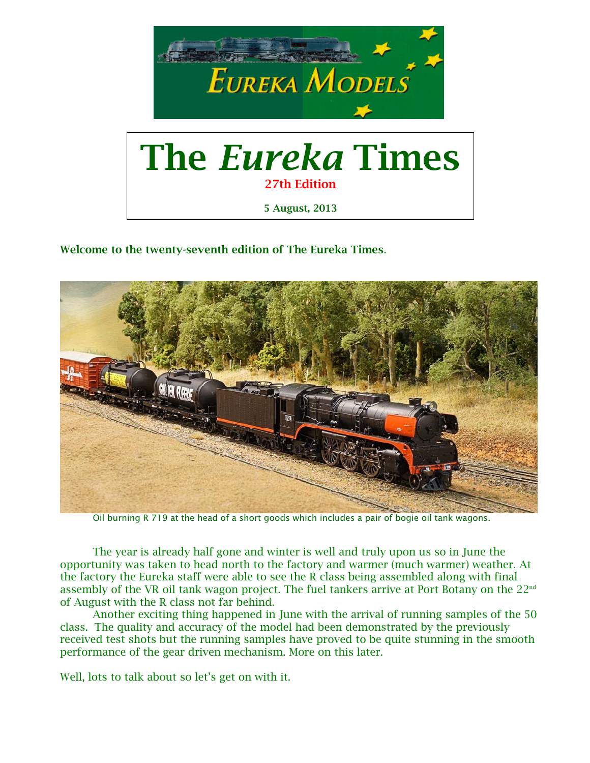# The *Eureka* Times

**27th Edition**

**5 August, 2013**

**Welcome to the twenty-seventh edition of The Eureka Times.**

Oil burning R 719 at the head of a short goods which includes a pair of bogie oil tank wagons.

The year is already half gone and winter is well and truly upon us so in June the opportunity was taken to head north to the factory and warmer (much warmer) weather. At the factory the Eureka staff were able to see the R class being assembled along with final assembly of the VR oil tank wagon project. The fuel tankers arrive at Port Botany on the 22nd of August with the R class not far behind.

Another exciting thing happened in June with the arrival of running samples of the 50 class. The quality and accuracy of the model had been demonstrated by the previously received test shots but the running samples have proved to be quite stunning in the smooth performance of the gear driven mechanism. More on this later.

Well, lots to talk about so let's get on with it.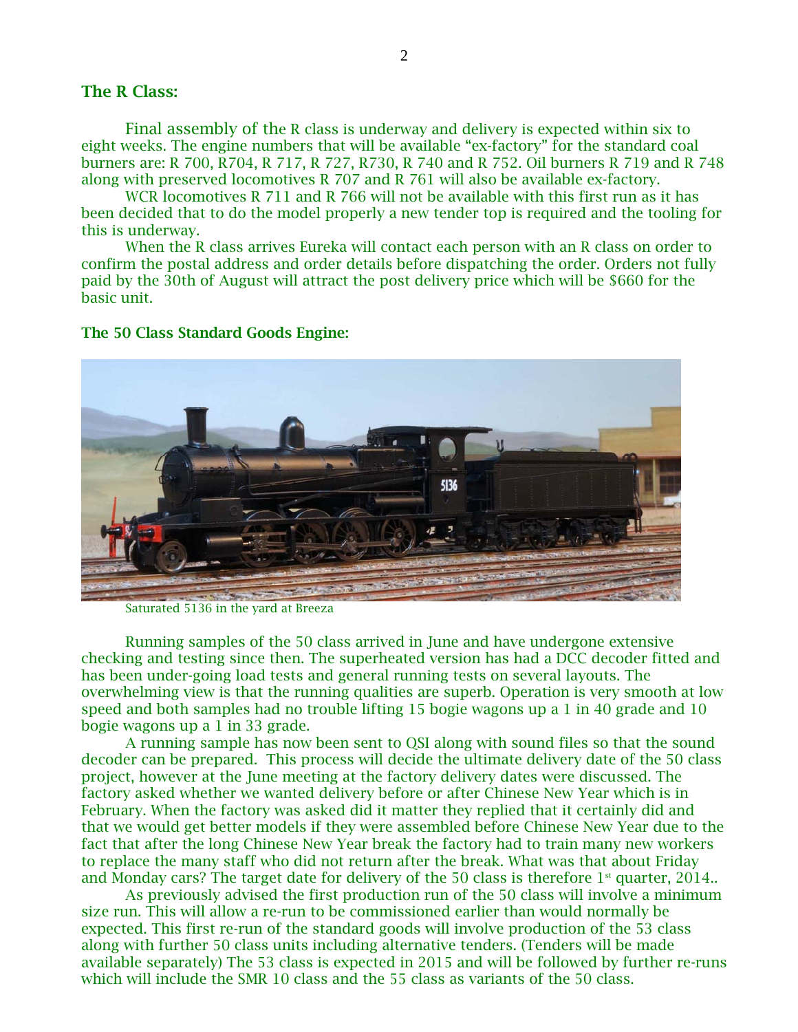## The R Class:

Final assembly of the R class is underway and delivery is expected within six to eight weeks. The engine numbers that will be available "ex-factory" for the standard coal burners are: R 700, R704, R 717, R 727, R730, R 740 and R 752. Oil burners R 719 and R 748 along with preserved locomotives R 707 and R 761 will also be available ex-factory.

WCR locomotives R 711 and R 766 will not be available with this first run as it has been decided that to do the model properly a new tender top is required and the tooling for this is underway.

When the R class arrives Eureka will contact each person with an R class on order to confirm the postal address and order details before dispatching the order. Orders not fully paid by the 30th of August will attract the post delivery price which will be $660 for the basic unit.

## The 50 Class Standard Goods Engine:

Saturated 5136 in the yard at Breeza

Running samples of the 50 class arrived in June and have undergone extensive checking and testing since then. The superheated version has had a DCC decoder fitted and has been under-going load tests and general running tests on several layouts. The overwhelming view is that the running qualities are superb. Operation is very smooth at low speed and both samples had no trouble lifting 15 bogie wagons up a 1 in 40 grade and 10 bogie wagons up a 1 in 33 grade.

A running sample has now been sent to QSI along with sound files so that the sound decoder can be prepared. This process will decide the ultimate delivery date of the 50 class project, however at the June meeting at the factory delivery dates were discussed. The factory asked whether we wanted delivery before or after Chinese New Year which is in February. When the factory was asked did it matter they replied that it certainly did and that we would get better models if they were assembled before Chinese New Year due to the fact that after the long Chinese New Year break the factory had to train many new workers to replace the many staff who did not return after the break. What was that about Friday and Monday cars? The target date for delivery of the 50 class is therefore 1st quarter, 2014..

As previously advised the first production run of the 50 class will involve a minimum size run. This will allow a re-run to be commissioned earlier than would normally be expected. This first re-run of the standard goods will involve production of the 53 class along with further 50 class units including alternative tenders. (Tenders will be made available separately) The 53 class is expected in 2015 and will be followed by further re-runs which will include the SMR 10 class and the 55 class as variants of the 50 class.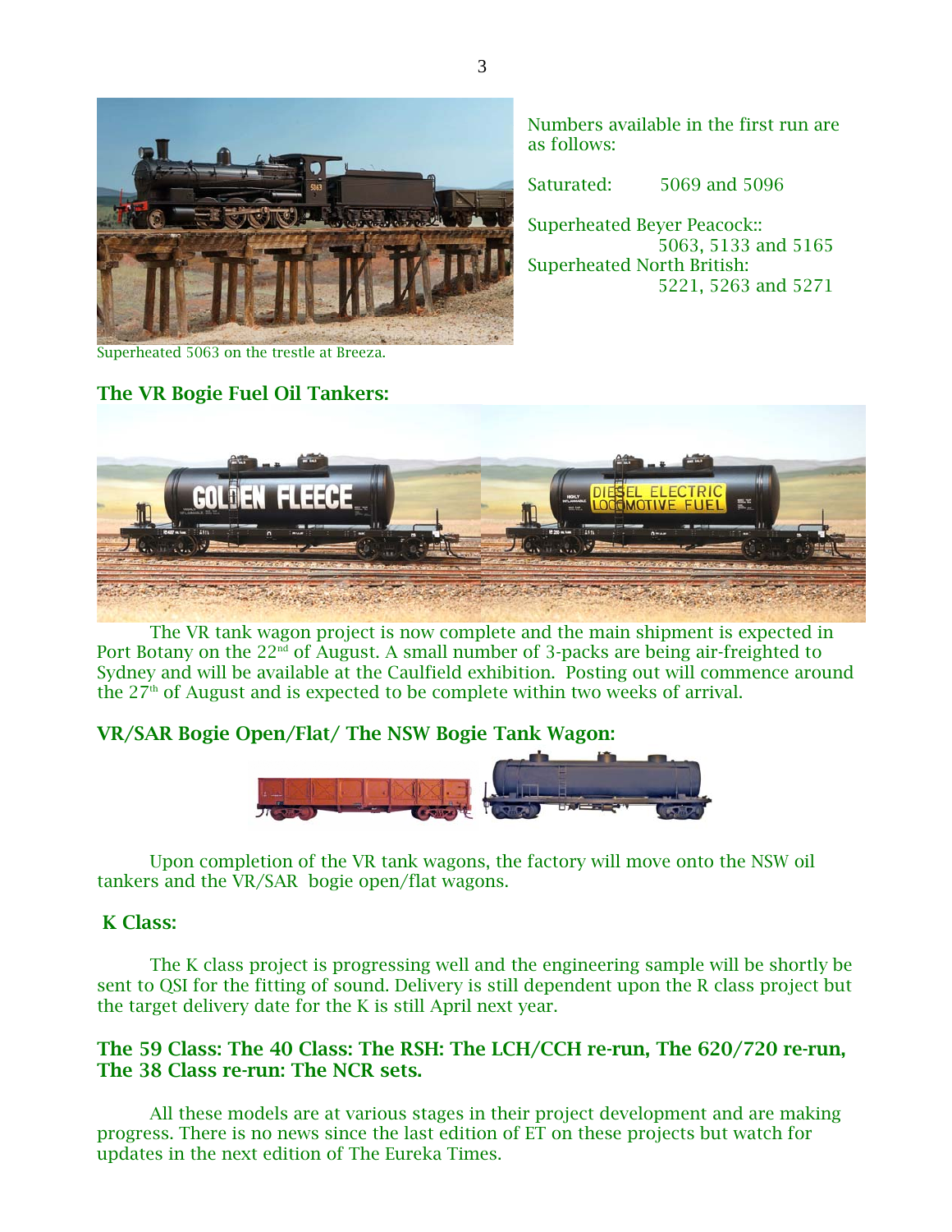Superheated 5063 on the trestle at Breeza.

Numbers available in the first run are as follows:

Saturated: 5069 and 5096

Superheated Beyer Peacock:: 5063, 5133 and 5165

Superheated North British: 5221, 5263 and 5271

## The VR Bogie Fuel Oil Tankers:

The VR tank wagon project is now complete and the main shipment is expected in Port Botany on the 22nd of August. A small number of 3-packs are being air-freighted to Sydney and will be available at the Caulfield exhibition. Posting out will commence around the 27th of August and is expected to be complete within two weeks of arrival.

## VR/SAR Bogie Open/Flat/ The NSW Bogie Tank Wagon:

Upon completion of the VR tank wagons, the factory will move onto the NSW oil tankers and the VR/SAR bogie open/flat wagons.

## K Class:

The K class project is progressing well and the engineering sample will be shortly be sent to QSI for the fitting of sound. Delivery is still dependent upon the R class project but the target delivery date for the K is still April next year.

## The 59 Class: The 40 Class: The RSH: The LCH/CCH re-run, The 620/720 re-run, The 38 Class re-run: The NCR sets.

All these models are at various stages in their project development and are making progress. There is no news since the last edition of ET on these projects but watch for updates in the next edition of The Eureka Times.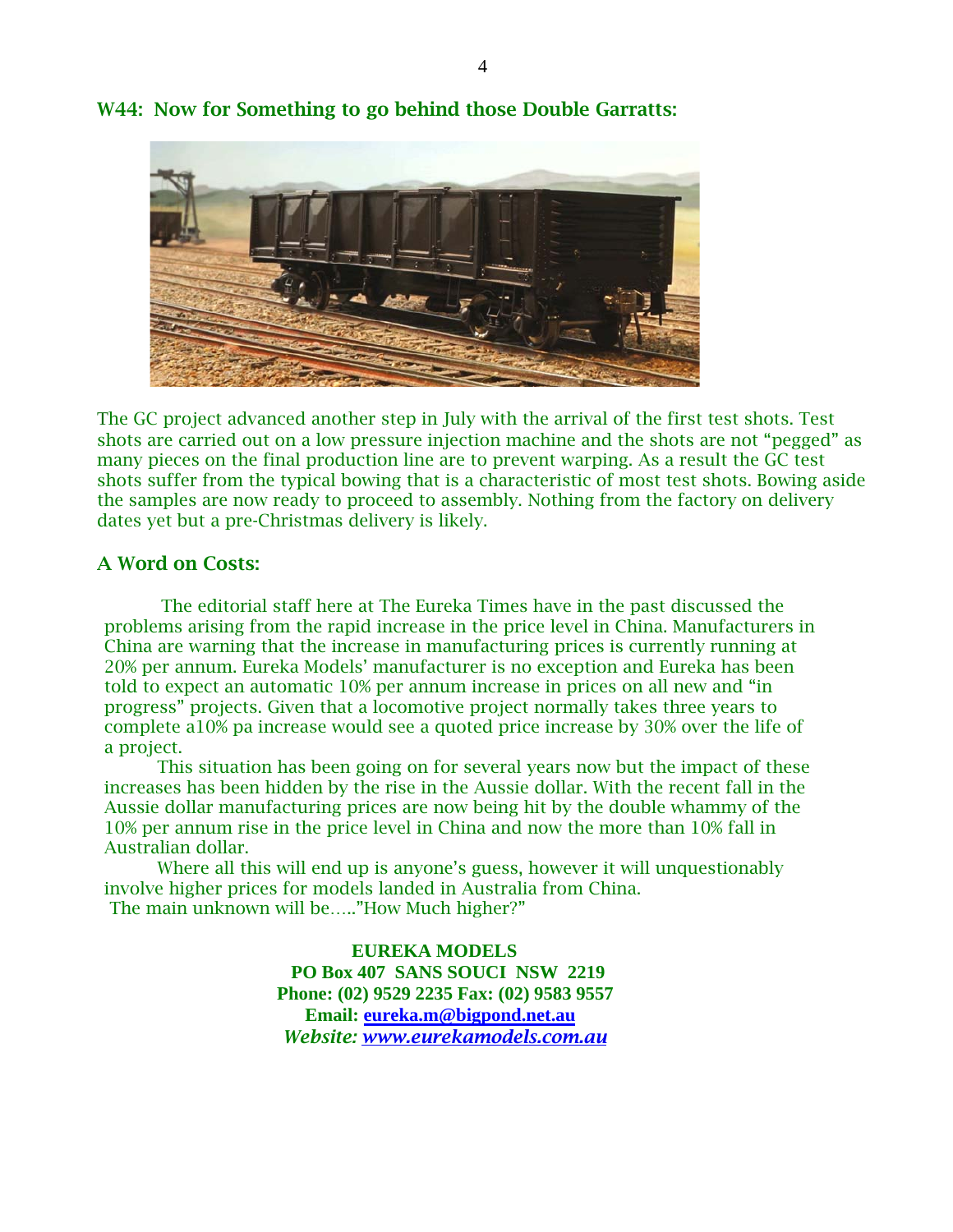## W44: Now for Something to go behind those Double Garratts:

The GC project advanced another step in July with the arrival of the first test shots. Test shots are carried out on a low pressure injection machine and the shots are not "pegged" as many pieces on the final production line are to prevent warping. As a result the GC test shots suffer from the typical bowing that is a characteristic of most test shots. Bowing aside the samples are now ready to proceed to assembly. Nothing from the factory on delivery dates yet but a pre-Christmas delivery is likely.

## A Word on Costs:

The editorial staff here at The Eureka Times have in the past discussed the problems arising from the rapid increase in the price level in China. Manufacturers in China are warning that the increase in manufacturing prices is currently running at 20% per annum. Eureka Models' manufacturer is no exception and Eureka has been told to expect an automatic 10% per annum increase in prices on all new and "in progress" projects. Given that a locomotive project normally takes three years to complete a10% pa increase would see a quoted price increase by 30% over the life of a project.

This situation has been going on for several years now but the impact of these increases has been hidden by the rise in the Aussie dollar. With the recent fall in the Aussie dollar manufacturing prices are now being hit by the double whammy of the 10% per annum rise in the price level in China and now the more than 10% fall in Australian dollar.

Where all this will end up is anyone's guess, however it will unquestionably involve higher prices for models landed in Australia from China.
The main unknown will be….."How Much higher?"

**EUREKA MODELS**
**PO Box 407 SANS SOUCI NSW 2219**
**Phone: (02) 9529 2235 Fax: (02) 9583 9557**
**Email: eureka.m@bigpond.net.au**
***Website: www.eurekamodels.com.au***